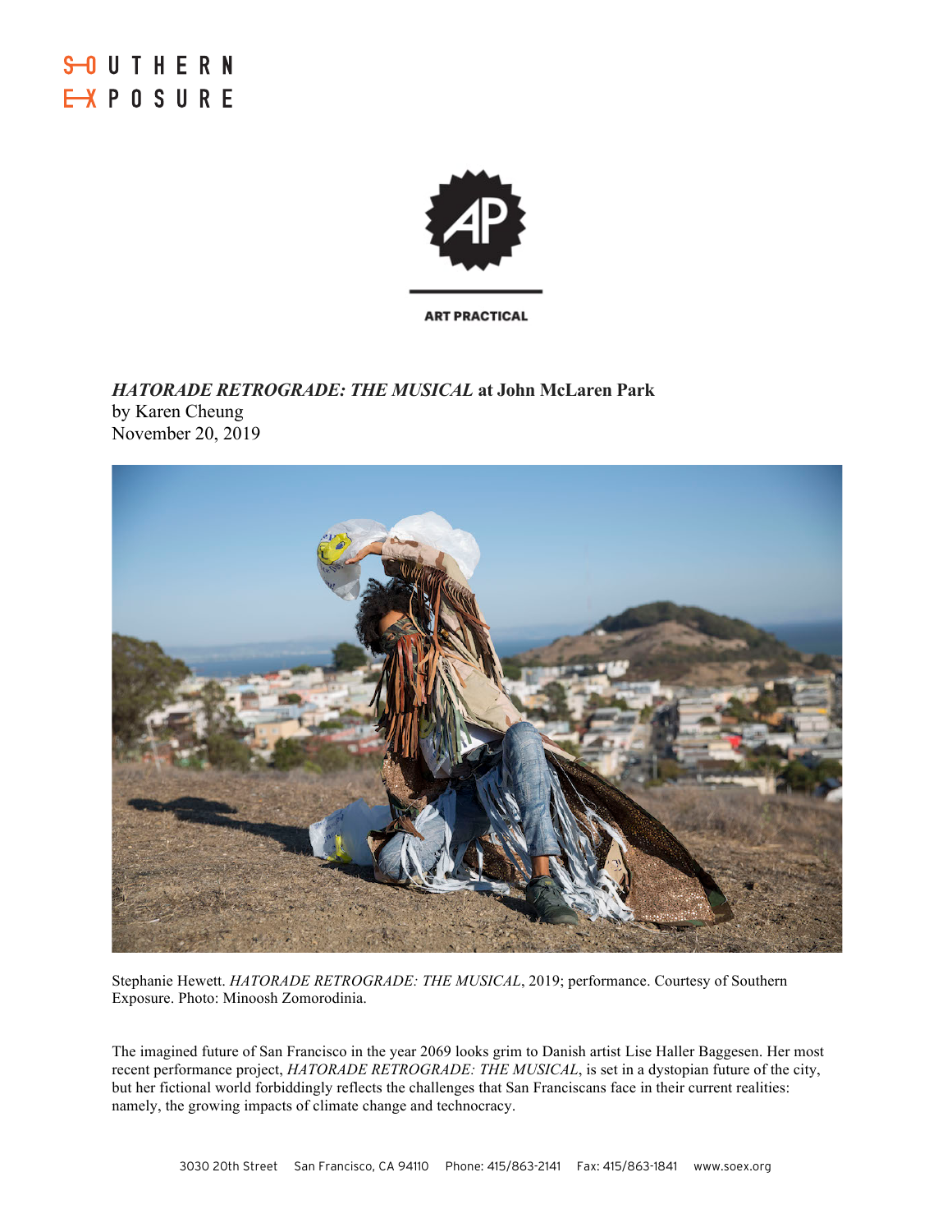SOUTHERN EXPOSURE

ART PRACTICAL

***HATORADE RETROGRADE: THE MUSICAL*** **at John McLaren Park**
by Karen Cheung
November 20, 2019

Stephanie Hewett. *HATORADE RETROGRADE: THE MUSICAL*, 2019; performance. Courtesy of Southern Exposure. Photo: Minoosh Zomorodinia.

The imagined future of San Francisco in the year 2069 looks grim to Danish artist Lise Haller Baggesen. Her most recent performance project, *HATORADE RETROGRADE: THE MUSICAL*, is set in a dystopian future of the city, but her fictional world forbiddingly reflects the challenges that San Franciscans face in their current realities: namely, the growing impacts of climate change and technocracy.

3030 20th Street San Francisco, CA 94110 Phone: 415/863-2141 Fax: 415/863-1841 www.soex.org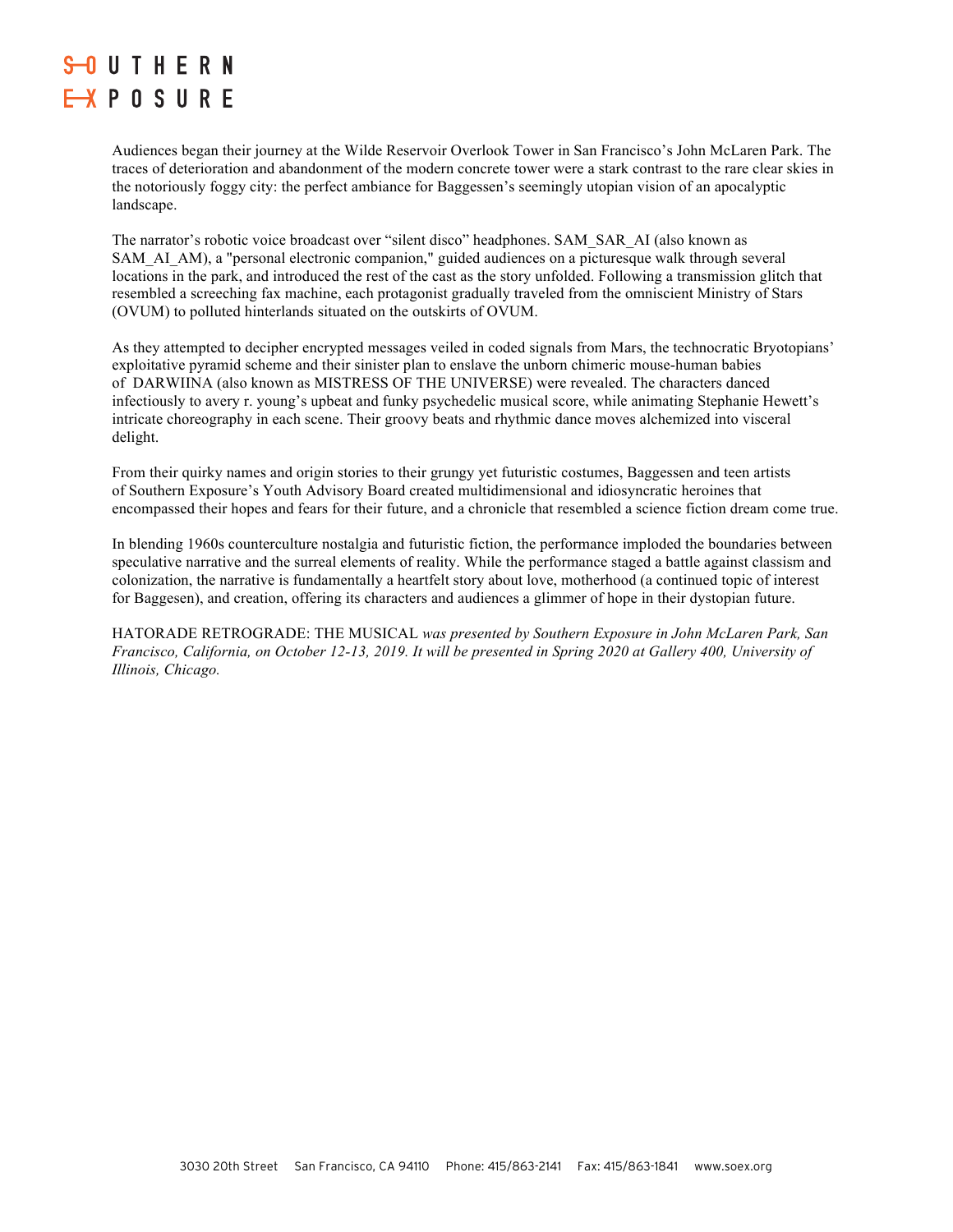Audiences began their journey at the Wilde Reservoir Overlook Tower in San Francisco's John McLaren Park. The traces of deterioration and abandonment of the modern concrete tower were a stark contrast to the rare clear skies in the notoriously foggy city: the perfect ambiance for Baggessen's seemingly utopian vision of an apocalyptic landscape.

The narrator's robotic voice broadcast over "silent disco" headphones. SAM_SAR_AI (also known as SAM_AI_AM), a "personal electronic companion," guided audiences on a picturesque walk through several locations in the park, and introduced the rest of the cast as the story unfolded. Following a transmission glitch that resembled a screeching fax machine, each protagonist gradually traveled from the omniscient Ministry of Stars (OVUM) to polluted hinterlands situated on the outskirts of OVUM.

As they attempted to decipher encrypted messages veiled in coded signals from Mars, the technocratic Bryotopians' exploitative pyramid scheme and their sinister plan to enslave the unborn chimeric mouse-human babies of DARWIINA (also known as MISTRESS OF THE UNIVERSE) were revealed. The characters danced infectiously to avery r. young's upbeat and funky psychedelic musical score, while animating Stephanie Hewett's intricate choreography in each scene. Their groovy beats and rhythmic dance moves alchemized into visceral delight.

From their quirky names and origin stories to their grungy yet futuristic costumes, Baggessen and teen artists of Southern Exposure's Youth Advisory Board created multidimensional and idiosyncratic heroines that encompassed their hopes and fears for their future, and a chronicle that resembled a science fiction dream come true.

In blending 1960s counterculture nostalgia and futuristic fiction, the performance imploded the boundaries between speculative narrative and the surreal elements of reality. While the performance staged a battle against classism and colonization, the narrative is fundamentally a heartfelt story about love, motherhood (a continued topic of interest for Baggesen), and creation, offering its characters and audiences a glimmer of hope in their dystopian future.

HATORADE RETROGRADE: THE MUSICAL *was presented by Southern Exposure in John McLaren Park, San Francisco, California, on October 12-13, 2019. It will be presented in Spring 2020 at Gallery 400, University of Illinois, Chicago.*